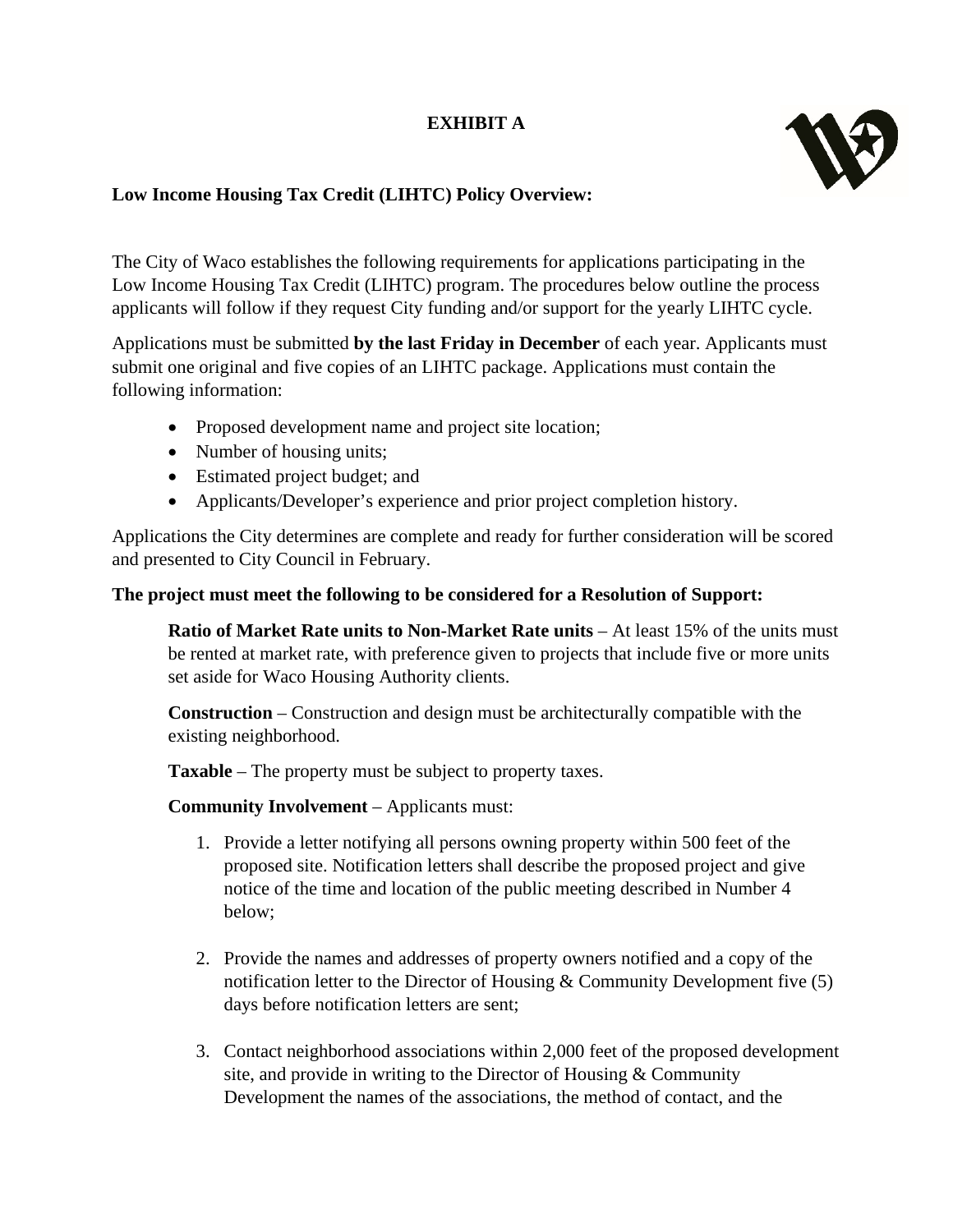# EXHIBIT A

## Low Income Housing Tax Credit (LIHTC) Policy Overview:

The City of Waco establishes the following requirements for applications participating in the Low Income Housing Tax Credit (LIHTC) program. The procedures below outline the process applicants will follow if they request City funding and/or support for the yearly LIHTC cycle.

Applications must be submitted **by the last Friday in December** of each year. Applicants must submit one original and five copies of an LIHTC package. Applications must contain the following information:

- Proposed development name and project site location;
- Number of housing units;
- Estimated project budget; and
- Applicants/Developer's experience and prior project completion history.

Applications the City determines are complete and ready for further consideration will be scored and presented to City Council in February.

**The project must meet the following to be considered for a Resolution of Support:**

**Ratio of Market Rate units to Non-Market Rate units** – At least 15% of the units must be rented at market rate, with preference given to projects that include five or more units set aside for Waco Housing Authority clients.

**Construction** – Construction and design must be architecturally compatible with the existing neighborhood.

**Taxable** – The property must be subject to property taxes.

**Community Involvement** – Applicants must:

1. Provide a letter notifying all persons owning property within 500 feet of the proposed site. Notification letters shall describe the proposed project and give notice of the time and location of the public meeting described in Number 4 below;

2. Provide the names and addresses of property owners notified and a copy of the notification letter to the Director of Housing & Community Development five (5) days before notification letters are sent;

3. Contact neighborhood associations within 2,000 feet of the proposed development site, and provide in writing to the Director of Housing & Community Development the names of the associations, the method of contact, and the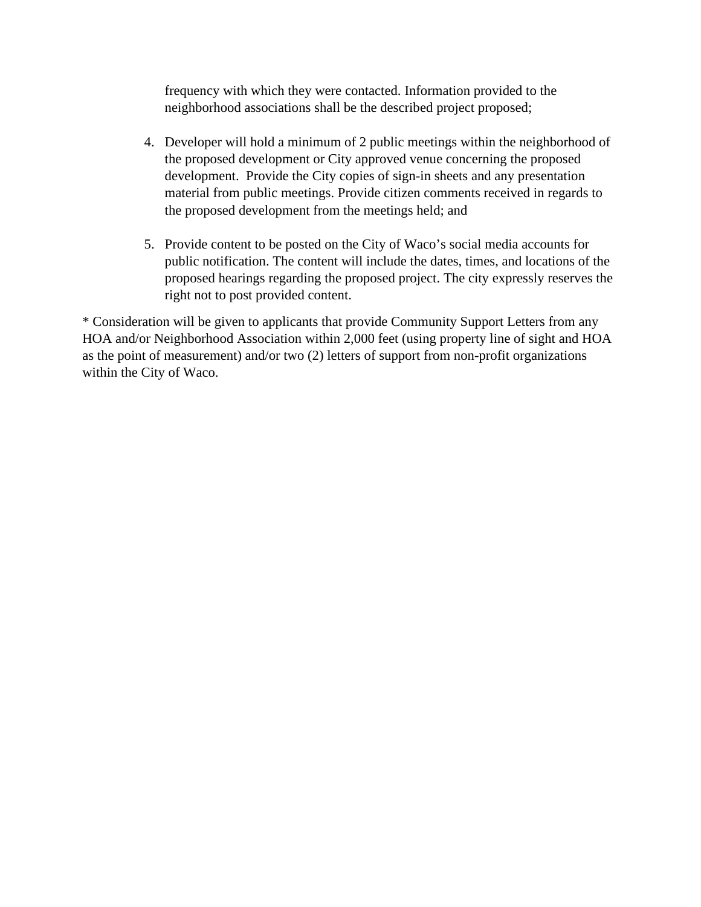frequency with which they were contacted. Information provided to the neighborhood associations shall be the described project proposed;

4. Developer will hold a minimum of 2 public meetings within the neighborhood of the proposed development or City approved venue concerning the proposed development. Provide the City copies of sign-in sheets and any presentation material from public meetings. Provide citizen comments received in regards to the proposed development from the meetings held; and

5. Provide content to be posted on the City of Waco's social media accounts for public notification. The content will include the dates, times, and locations of the proposed hearings regarding the proposed project. The city expressly reserves the right not to post provided content.

* Consideration will be given to applicants that provide Community Support Letters from any HOA and/or Neighborhood Association within 2,000 feet (using property line of sight and HOA as the point of measurement) and/or two (2) letters of support from non-profit organizations within the City of Waco.